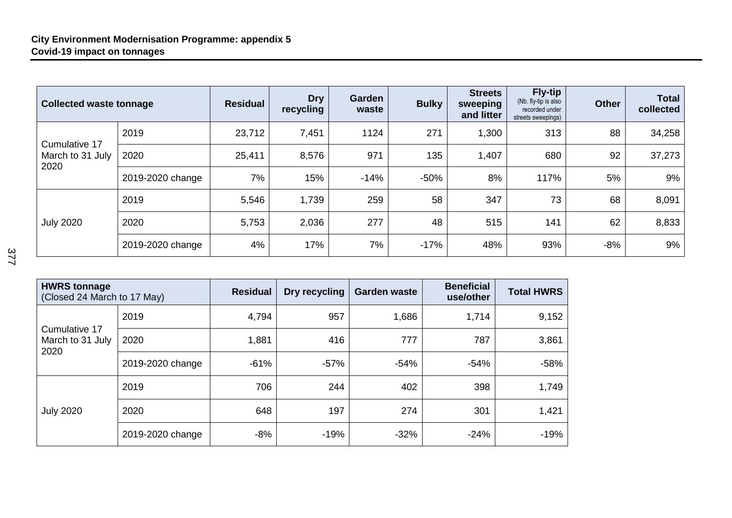**City Environment Modernisation Programme: appendix 5**
**Covid-19 impact on tonnages**

| Collected waste tonnage | | Residual | Dry recycling | Garden waste | Bulky | Streets sweeping and litter | Fly-tip (Nb. fly-tip is also recorded under streets sweepings) | Other | Total collected |
|---|---|---|---|---|---|---|---|---|---|
| Cumulative 17 March to 31 July 2020 | 2019 | 23,712 | 7,451 | 1124 | 271 | 1,300 | 313 | 88 | 34,258 |
| | 2020 | 25,411 | 8,576 | 971 | 135 | 1,407 | 680 | 92 | 37,273 |
| | 2019-2020 change | 7% | 15% | -14% | -50% | 8% | 117% | 5% | 9% |
| July 2020 | 2019 | 5,546 | 1,739 | 259 | 58 | 347 | 73 | 68 | 8,091 |
| | 2020 | 5,753 | 2,036 | 277 | 48 | 515 | 141 | 62 | 8,833 |
| | 2019-2020 change | 4% | 17% | 7% | -17% | 48% | 93% | -8% | 9% |

| HWRS tonnage (Closed 24 March to 17 May) | | Residual | Dry recycling | Garden waste | Beneficial use/other | Total HWRS |
|---|---|---|---|---|---|---|
| Cumulative 17 March to 31 July 2020 | 2019 | 4,794 | 957 | 1,686 | 1,714 | 9,152 |
| | 2020 | 1,881 | 416 | 777 | 787 | 3,861 |
| | 2019-2020 change | -61% | -57% | -54% | -54% | -58% |
| July 2020 | 2019 | 706 | 244 | 402 | 398 | 1,749 |
| | 2020 | 648 | 197 | 274 | 301 | 1,421 |
| | 2019-2020 change | -8% | -19% | -32% | -24% | -19% |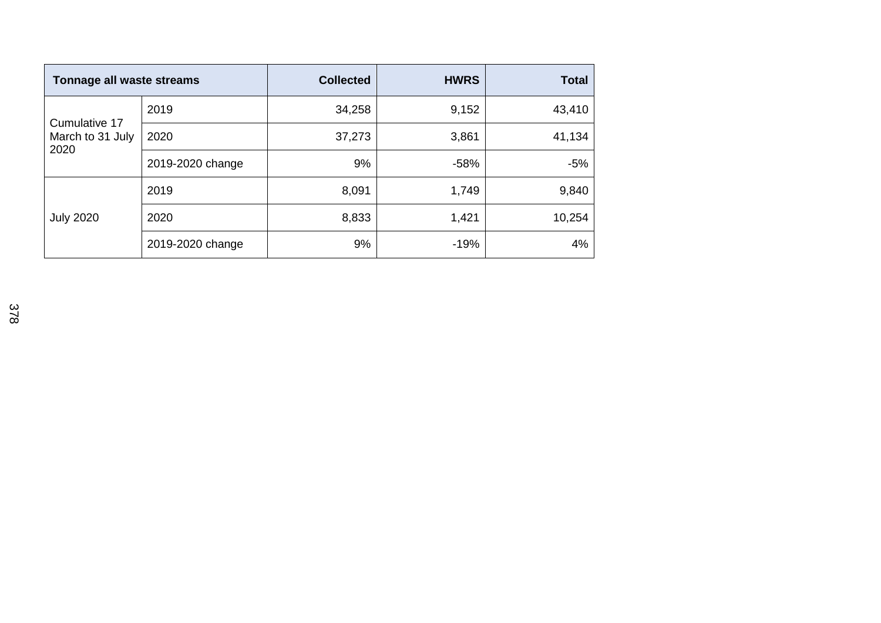| Tonnage all waste streams | | Collected | HWRS | Total |
|---|---|---|---|---|
| Cumulative 17 March to 31 July 2020 | 2019 | 34,258 | 9,152 | 43,410 |
| | 2020 | 37,273 | 3,861 | 41,134 |
| | 2019-2020 change | 9% | -58% | -5% |
| July 2020 | 2019 | 8,091 | 1,749 | 9,840 |
| | 2020 | 8,833 | 1,421 | 10,254 |
| | 2019-2020 change | 9% | -19% | 4% |